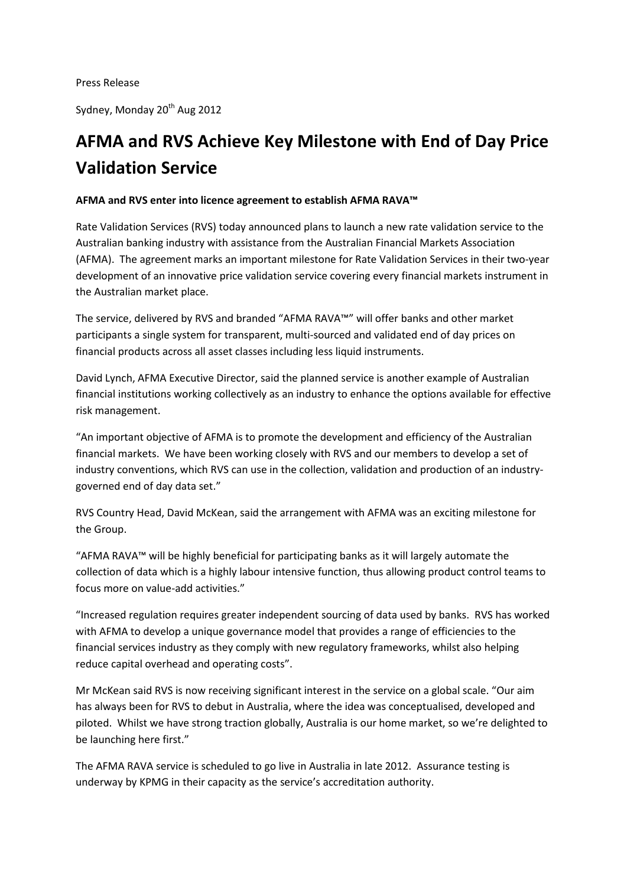Press Release

Sydney, Monday 20th Aug 2012

# AFMA and RVS Achieve Key Milestone with End of Day Price Validation Service

**AFMA and RVS enter into licence agreement to establish AFMA RAVA™**

Rate Validation Services (RVS) today announced plans to launch a new rate validation service to the Australian banking industry with assistance from the Australian Financial Markets Association (AFMA). The agreement marks an important milestone for Rate Validation Services in their two-year development of an innovative price validation service covering every financial markets instrument in the Australian market place.

The service, delivered by RVS and branded "AFMA RAVA™" will offer banks and other market participants a single system for transparent, multi-sourced and validated end of day prices on financial products across all asset classes including less liquid instruments.

David Lynch, AFMA Executive Director, said the planned service is another example of Australian financial institutions working collectively as an industry to enhance the options available for effective risk management.

"An important objective of AFMA is to promote the development and efficiency of the Australian financial markets. We have been working closely with RVS and our members to develop a set of industry conventions, which RVS can use in the collection, validation and production of an industry-governed end of day data set."

RVS Country Head, David McKean, said the arrangement with AFMA was an exciting milestone for the Group.

"AFMA RAVA™ will be highly beneficial for participating banks as it will largely automate the collection of data which is a highly labour intensive function, thus allowing product control teams to focus more on value-add activities."

"Increased regulation requires greater independent sourcing of data used by banks. RVS has worked with AFMA to develop a unique governance model that provides a range of efficiencies to the financial services industry as they comply with new regulatory frameworks, whilst also helping reduce capital overhead and operating costs".

Mr McKean said RVS is now receiving significant interest in the service on a global scale. "Our aim has always been for RVS to debut in Australia, where the idea was conceptualised, developed and piloted. Whilst we have strong traction globally, Australia is our home market, so we're delighted to be launching here first."

The AFMA RAVA service is scheduled to go live in Australia in late 2012. Assurance testing is underway by KPMG in their capacity as the service's accreditation authority.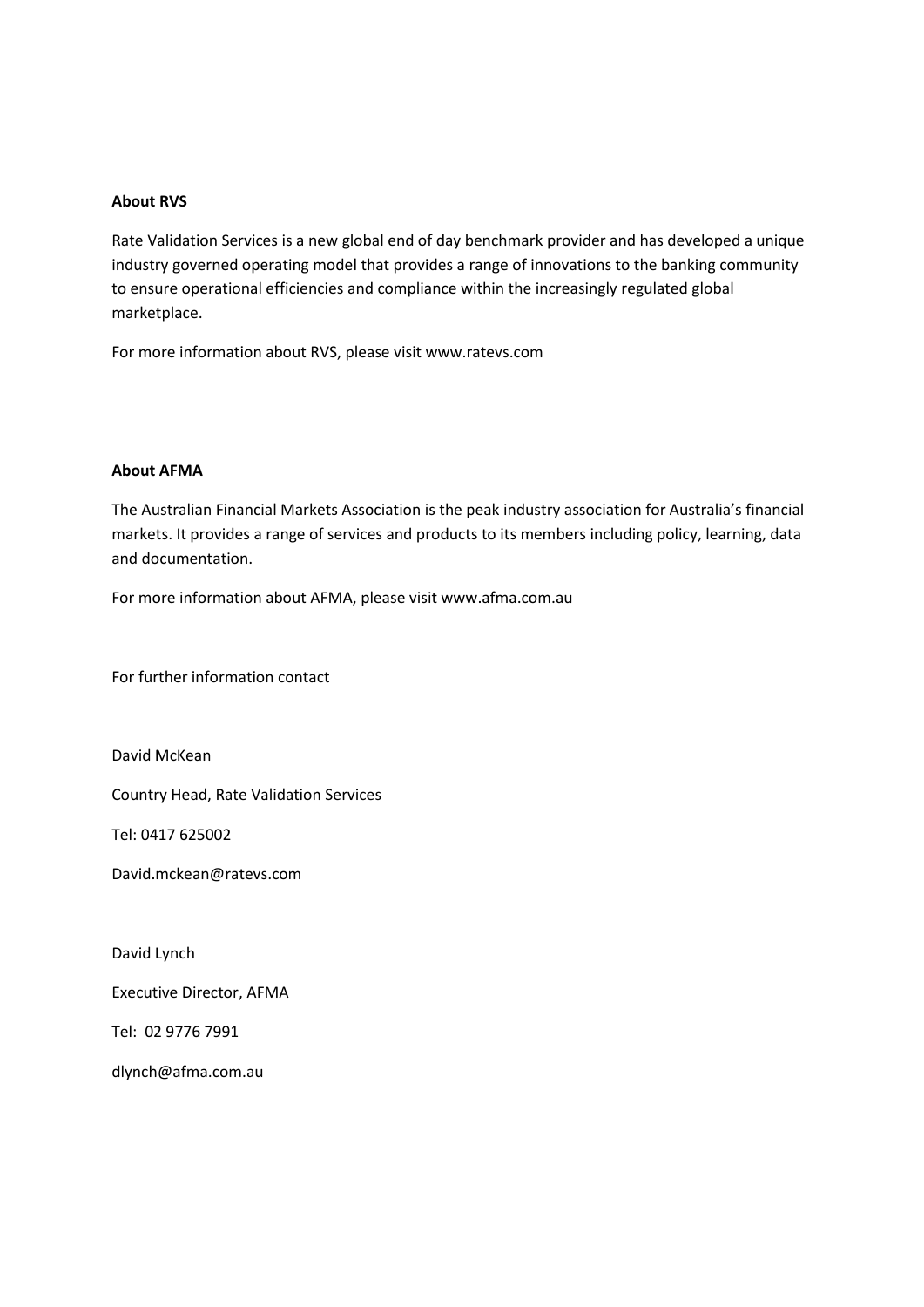**About RVS**

Rate Validation Services is a new global end of day benchmark provider and has developed a unique industry governed operating model that provides a range of innovations to the banking community to ensure operational efficiencies and compliance within the increasingly regulated global marketplace.

For more information about RVS, please visit www.ratevs.com

**About AFMA**

The Australian Financial Markets Association is the peak industry association for Australia's financial markets. It provides a range of services and products to its members including policy, learning, data and documentation.

For more information about AFMA, please visit www.afma.com.au

For further information contact

David McKean

Country Head, Rate Validation Services

Tel: 0417 625002

David.mckean@ratevs.com

David Lynch

Executive Director, AFMA

Tel: 02 9776 7991

dlynch@afma.com.au